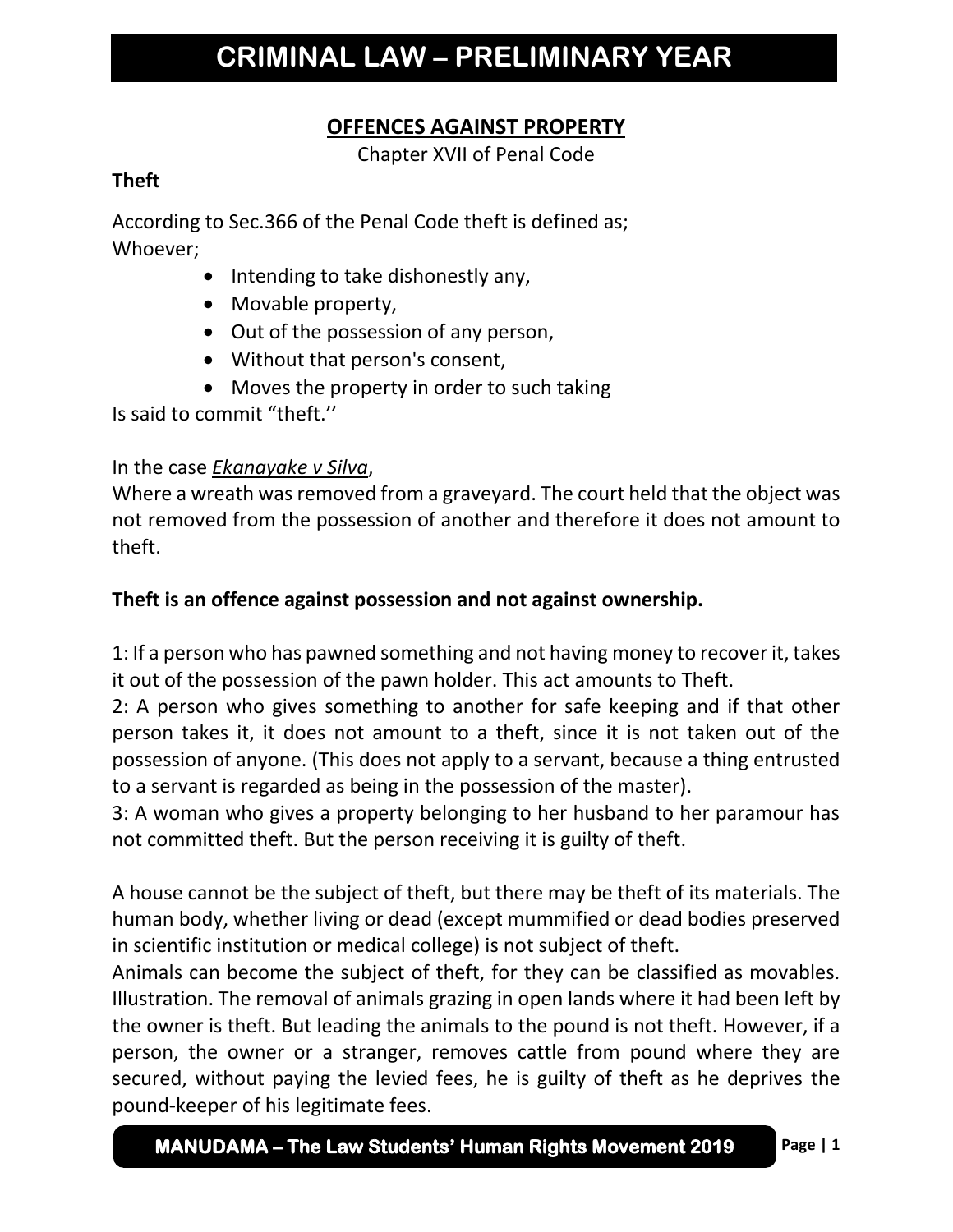## OFFENCES AGAINST PROPERTY

Chapter XVII of Penal Code

**Theft**

According to Sec.366 of the Penal Code theft is defined as;
Whoever;

- Intending to take dishonestly any,
- Movable property,
- Out of the possession of any person,
- Without that person's consent,
- Moves the property in order to such taking

Is said to commit "theft.''

In the case *Ekanayake v Silva*,
Where a wreath was removed from a graveyard. The court held that the object was not removed from the possession of another and therefore it does not amount to theft.

**Theft is an offence against possession and not against ownership.**

1: If a person who has pawned something and not having money to recover it, takes it out of the possession of the pawn holder. This act amounts to Theft.
2: A person who gives something to another for safe keeping and if that other person takes it, it does not amount to a theft, since it is not taken out of the possession of anyone. (This does not apply to a servant, because a thing entrusted to a servant is regarded as being in the possession of the master).
3: A woman who gives a property belonging to her husband to her paramour has not committed theft. But the person receiving it is guilty of theft.

A house cannot be the subject of theft, but there may be theft of its materials. The human body, whether living or dead (except mummified or dead bodies preserved in scientific institution or medical college) is not subject of theft.
Animals can become the subject of theft, for they can be classified as movables. Illustration. The removal of animals grazing in open lands where it had been left by the owner is theft. But leading the animals to the pound is not theft. However, if a person, the owner or a stranger, removes cattle from pound where they are secured, without paying the levied fees, he is guilty of theft as he deprives the pound-keeper of his legitimate fees.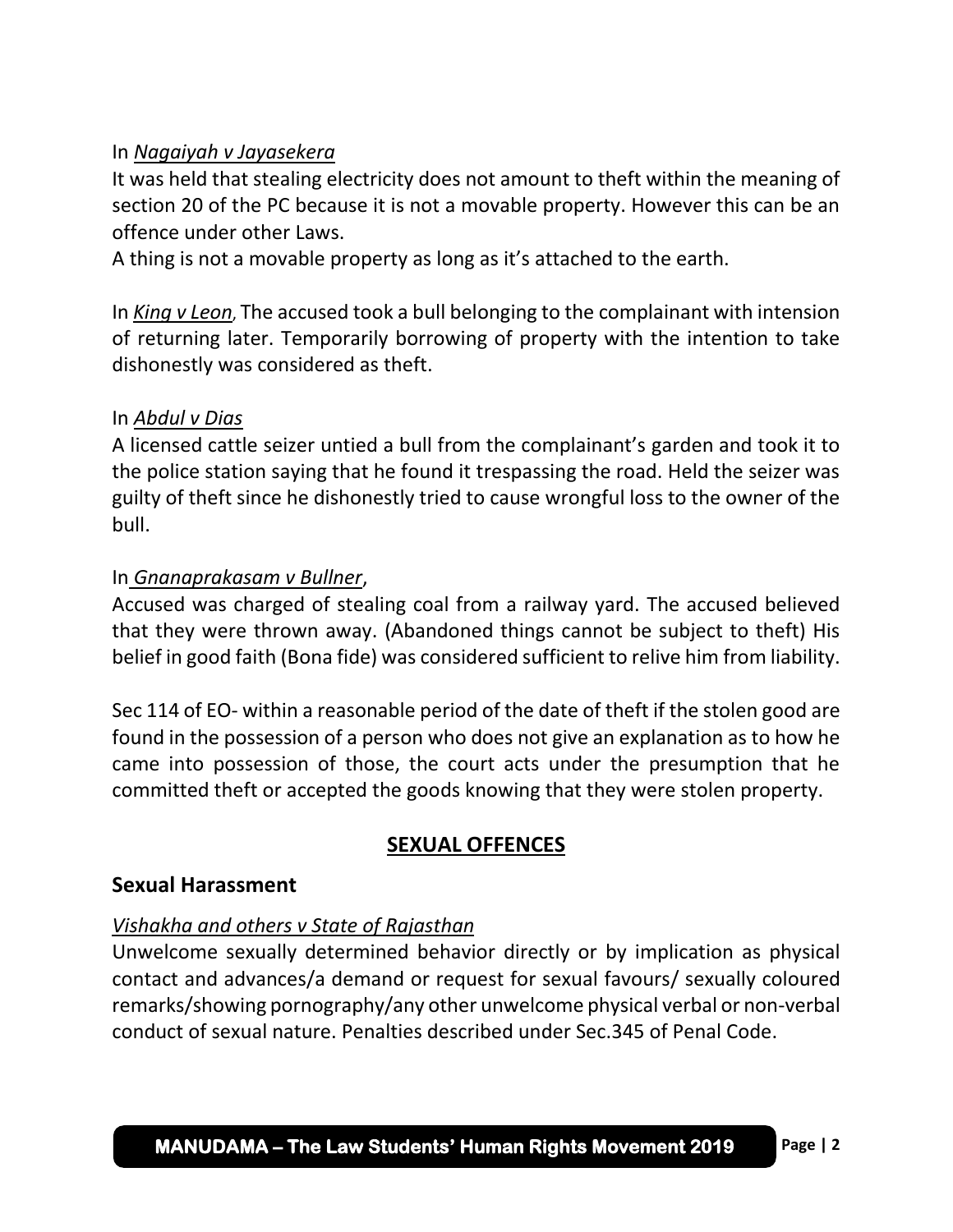In *Nagaiyah v Jayasekera*

It was held that stealing electricity does not amount to theft within the meaning of section 20 of the PC because it is not a movable property. However this can be an offence under other Laws.

A thing is not a movable property as long as it's attached to the earth.

In *King v Leon*, The accused took a bull belonging to the complainant with intension of returning later. Temporarily borrowing of property with the intention to take dishonestly was considered as theft.

In *Abdul v Dias*

A licensed cattle seizer untied a bull from the complainant's garden and took it to the police station saying that he found it trespassing the road. Held the seizer was guilty of theft since he dishonestly tried to cause wrongful loss to the owner of the bull.

In *Gnanaprakasam v Bullner*,

Accused was charged of stealing coal from a railway yard. The accused believed that they were thrown away. (Abandoned things cannot be subject to theft) His belief in good faith (Bona fide) was considered sufficient to relive him from liability.

Sec 114 of EO- within a reasonable period of the date of theft if the stolen good are found in the possession of a person who does not give an explanation as to how he came into possession of those, the court acts under the presumption that he committed theft or accepted the goods knowing that they were stolen property.

## SEXUAL OFFENCES

### Sexual Harassment

*Vishakha and others v State of Rajasthan*

Unwelcome sexually determined behavior directly or by implication as physical contact and advances/a demand or request for sexual favours/ sexually coloured remarks/showing pornography/any other unwelcome physical verbal or non-verbal conduct of sexual nature. Penalties described under Sec.345 of Penal Code.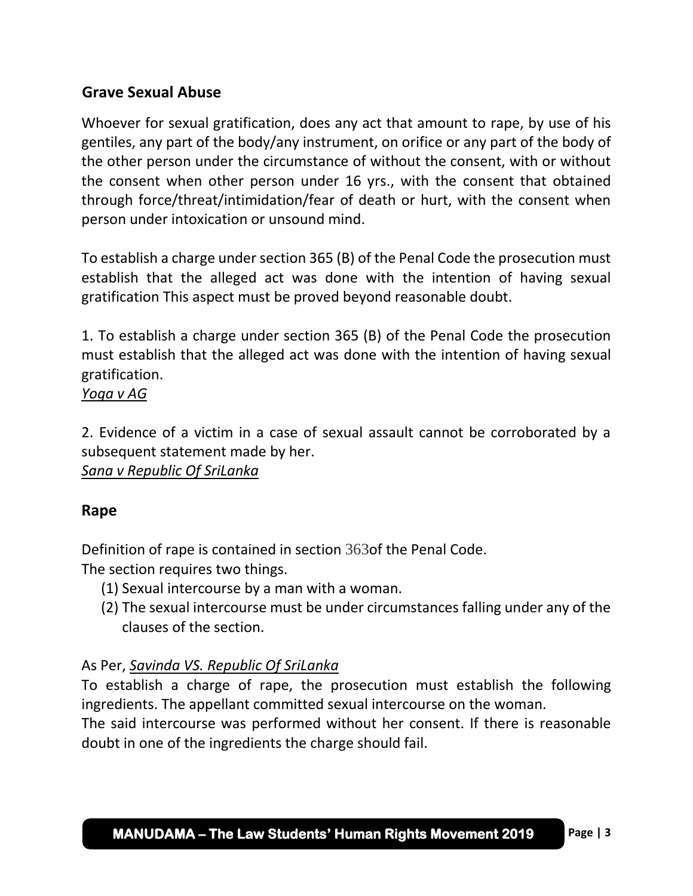## Grave Sexual Abuse

Whoever for sexual gratification, does any act that amount to rape, by use of his gentiles, any part of the body/any instrument, on orifice or any part of the body of the other person under the circumstance of without the consent, with or without the consent when other person under 16 yrs., with the consent that obtained through force/threat/intimidation/fear of death or hurt, with the consent when person under intoxication or unsound mind.

To establish a charge under section 365 (B) of the Penal Code the prosecution must establish that the alleged act was done with the intention of having sexual gratification This aspect must be proved beyond reasonable doubt.

1. To establish a charge under section 365 (B) of the Penal Code the prosecution must establish that the alleged act was done with the intention of having sexual gratification.
*Yoga v AG*

2. Evidence of a victim in a case of sexual assault cannot be corroborated by a subsequent statement made by her.
*Sana v Republic Of SriLanka*

## Rape

Definition of rape is contained in section 363of the Penal Code.
The section requires two things.

(1) Sexual intercourse by a man with a woman.
(2) The sexual intercourse must be under circumstances falling under any of the clauses of the section.

As Per, *Savinda VS. Republic Of SriLanka*
To establish a charge of rape, the prosecution must establish the following ingredients. The appellant committed sexual intercourse on the woman.
The said intercourse was performed without her consent. If there is reasonable doubt in one of the ingredients the charge should fail.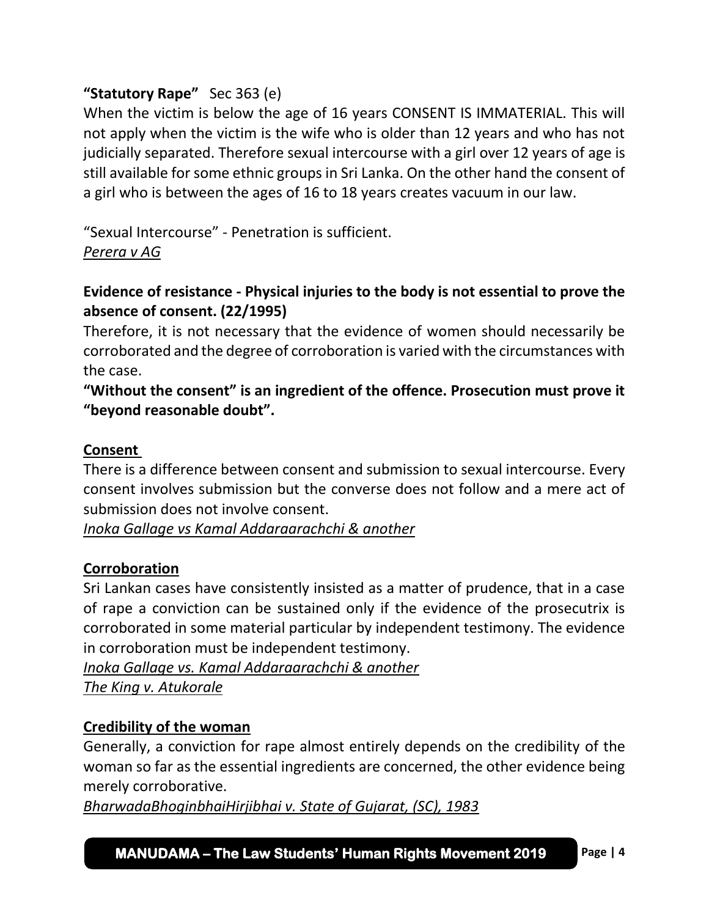**"Statutory Rape"** Sec 363 (e)

When the victim is below the age of 16 years CONSENT IS IMMATERIAL. This will not apply when the victim is the wife who is older than 12 years and who has not judicially separated. Therefore sexual intercourse with a girl over 12 years of age is still available for some ethnic groups in Sri Lanka. On the other hand the consent of a girl who is between the ages of 16 to 18 years creates vacuum in our law.

"Sexual Intercourse" - Penetration is sufficient.

*Perera v AG*

**Evidence of resistance - Physical injuries to the body is not essential to prove the absence of consent. (22/1995)**

Therefore, it is not necessary that the evidence of women should necessarily be corroborated and the degree of corroboration is varied with the circumstances with the case.

**"Without the consent" is an ingredient of the offence. Prosecution must prove it "beyond reasonable doubt".**

**Consent**

There is a difference between consent and submission to sexual intercourse. Every consent involves submission but the converse does not follow and a mere act of submission does not involve consent.

*Inoka Gallage vs Kamal Addaraarachchi & another*

**Corroboration**

Sri Lankan cases have consistently insisted as a matter of prudence, that in a case of rape a conviction can be sustained only if the evidence of the prosecutrix is corroborated in some material particular by independent testimony. The evidence in corroboration must be independent testimony.

*Inoka Gallage vs. Kamal Addaraarachchi & another*

*The King v. Atukorale*

**Credibility of the woman**

Generally, a conviction for rape almost entirely depends on the credibility of the woman so far as the essential ingredients are concerned, the other evidence being merely corroborative.

*BharwadaBhoginbhaiHirjibhai v. State of Gujarat, (SC), 1983*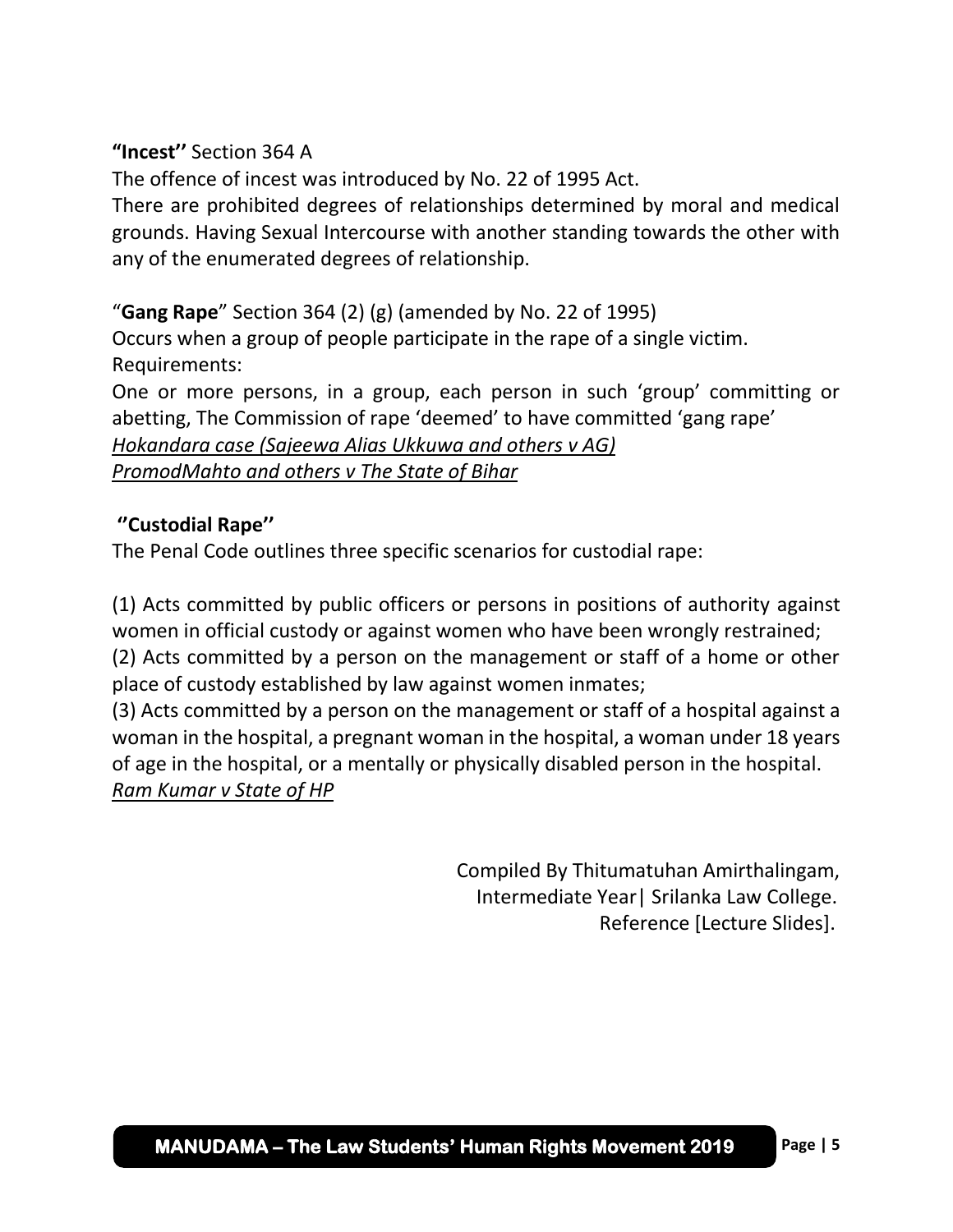**"Incest''** Section 364 A

The offence of incest was introduced by No. 22 of 1995 Act.

There are prohibited degrees of relationships determined by moral and medical grounds. Having Sexual Intercourse with another standing towards the other with any of the enumerated degrees of relationship.

"**Gang Rape**" Section 364 (2) (g) (amended by No. 22 of 1995)

Occurs when a group of people participate in the rape of a single victim.

Requirements:

One or more persons, in a group, each person in such 'group' committing or abetting, The Commission of rape 'deemed' to have committed 'gang rape'

*Hokandara case (Sajeewa Alias Ukkuwa and others v AG)*

*PromodMahto and others v The State of Bihar*

**''Custodial Rape''**

The Penal Code outlines three specific scenarios for custodial rape:

(1) Acts committed by public officers or persons in positions of authority against women in official custody or against women who have been wrongly restrained;

(2) Acts committed by a person on the management or staff of a home or other place of custody established by law against women inmates;

(3) Acts committed by a person on the management or staff of a hospital against a woman in the hospital, a pregnant woman in the hospital, a woman under 18 years of age in the hospital, or a mentally or physically disabled person in the hospital.

*Ram Kumar v State of HP*

Compiled By Thitumatuhan Amirthalingam,
Intermediate Year| Srilanka Law College.
Reference [Lecture Slides].